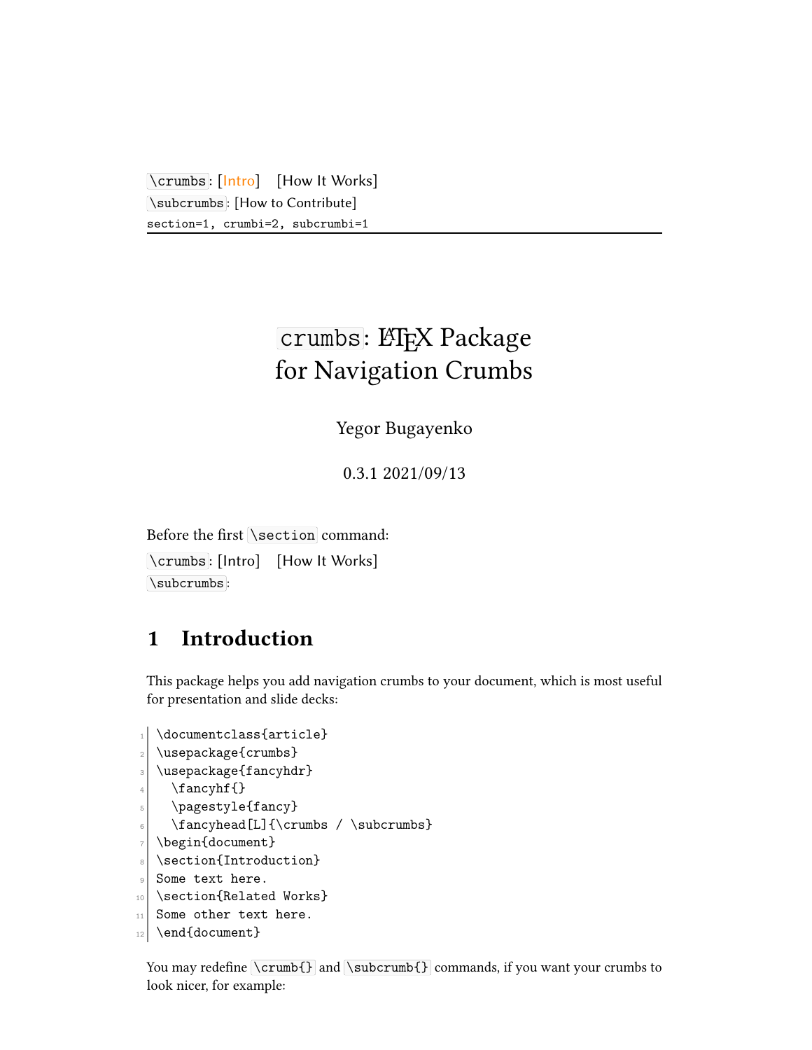`\crumbs`: [Intro]   [How It Works]

`\subcrumbs`: [How to Contribute]

section=1, crumbi=2, subcrumbi=1

# `crumbs`: LaTeX Package for Navigation Crumbs

Yegor Bugayenko

0.3.1 2021/09/13

Before the first `\section` command:

`\crumbs`: [Intro]   [How It Works]

`\subcrumbs`:

## 1 Introduction

This package helps you add navigation crumbs to your document, which is most useful for presentation and slide decks:

```
\documentclass{article}
\usepackage{crumbs}
\usepackage{fancyhdr}
  \fancyhf{}
  \pagestyle{fancy}
  \fancyhead[L]{\crumbs / \subcrumbs}
\begin{document}
\section{Introduction}
Some text here.
\section{Related Works}
Some other text here.
\end{document}
```

You may redefine `\crumb{}` and `\subcrumb{}` commands, if you want your crumbs to look nicer, for example: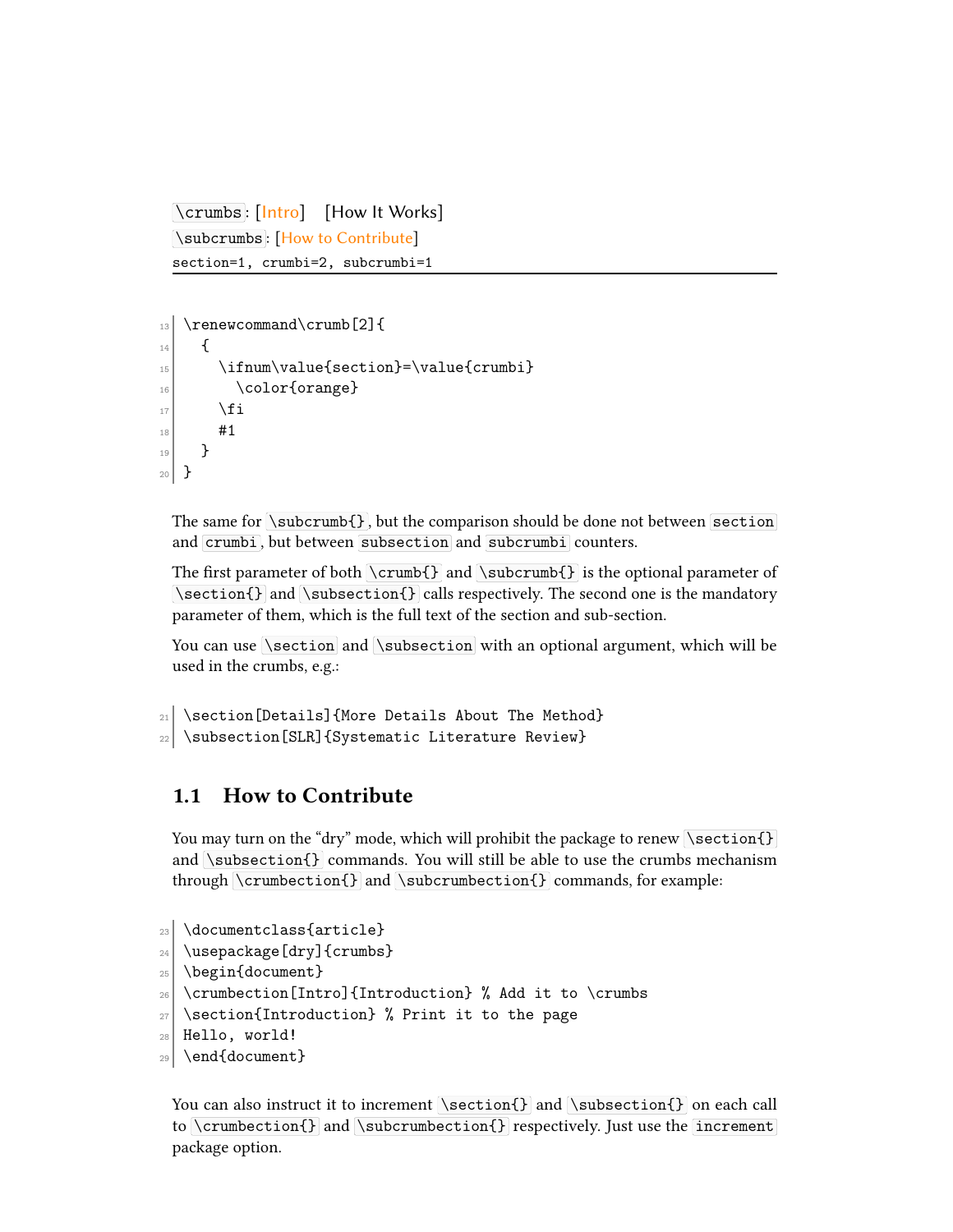`\crumbs`: [Intro]    [How It Works]

`\subcrumbs`: [How to Contribute]

section=1, crumbi=2, subcrumbi=1

---

```
\renewcommand\crumb[2]{
  {
    \ifnum\value{section}=\value{crumbi}
      \color{orange}
    \fi
    #1
  }
}
```

The same for `\subcrumb{}`, but the comparison should be done not between `section` and `crumbi`, but between `subsection` and `subcrumbi` counters.

The first parameter of both `\crumb{}` and `\subcrumb{}` is the optional parameter of `\section{}` and `\subsection{}` calls respectively. The second one is the mandatory parameter of them, which is the full text of the section and sub-section.

You can use `\section` and `\subsection` with an optional argument, which will be used in the crumbs, e.g.:

```
\section[Details]{More Details About The Method}
\subsection[SLR]{Systematic Literature Review}
```

### 1.1 How to Contribute

You may turn on the "dry" mode, which will prohibit the package to renew `\section{}` and `\subsection{}` commands. You will still be able to use the crumbs mechanism through `\crumbection{}` and `\subcrumbection{}` commands, for example:

```
\documentclass{article}
\usepackage[dry]{crumbs}
\begin{document}
\crumbection[Intro]{Introduction} % Add it to \crumbs
\section{Introduction} % Print it to the page
Hello, world!
\end{document}
```

You can also instruct it to increment `\section{}` and `\subsection{}` on each call to `\crumbection{}` and `\subcrumbection{}` respectively. Just use the `increment` package option.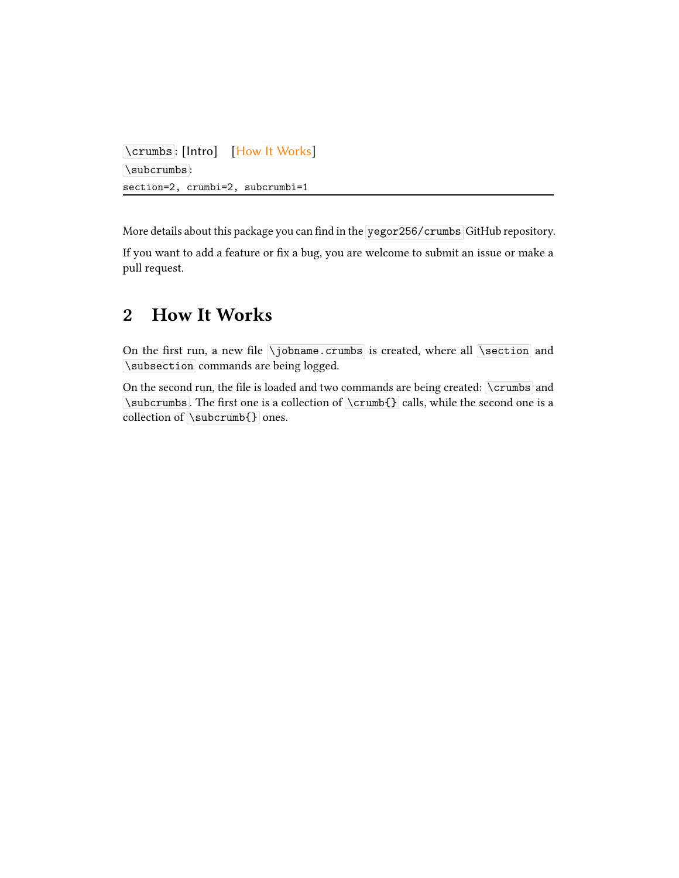`\crumbs`: [Intro] [How It Works]

`\subcrumbs`:

`section=2, crumbi=2, subcrumbi=1`

---

More details about this package you can find in the `yegor256/crumbs` GitHub repository.

If you want to add a feature or fix a bug, you are welcome to submit an issue or make a pull request.

## 2 How It Works

On the first run, a new file `\jobname.crumbs` is created, where all `\section` and `\subsection` commands are being logged.

On the second run, the file is loaded and two commands are being created: `\crumbs` and `\subcrumbs`. The first one is a collection of `\crumb{}` calls, while the second one is a collection of `\subcrumb{}` ones.